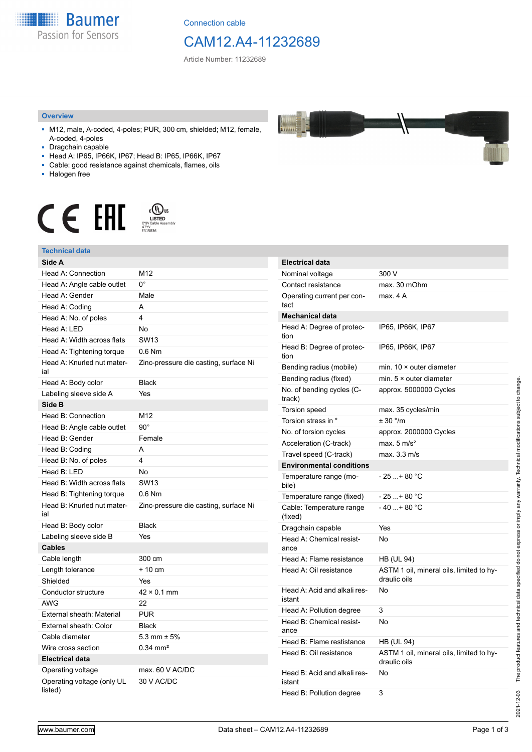Connection cable

# CAM12.A4-11232689

Article Number: 11232689

## Overview

- M12, male, A-coded, 4-poles; PUR, 300 cm, shielded; M12, female, A-coded, 4-poles
- Dragchain capable
- Head A: IP65, IP66K, IP67; Head B: IP65, IP66K, IP67
- Cable: good resistance against chemicals, flames, oils
- Halogen free

## Technical data

| Side A | |
|---|---|
| Head A: Connection | M12 |
| Head A: Angle cable outlet | 0° |
| Head A: Gender | Male |
| Head A: Coding | A |
| Head A: No. of poles | 4 |
| Head A: LED | No |
| Head A: Width across flats | SW13 |
| Head A: Tightening torque | 0.6 Nm |
| Head A: Knurled nut material | Zinc-pressure die casting, surface Ni |
| Head A: Body color | Black |
| Labeling sleeve side A | Yes |
| **Side B** | |
| Head B: Connection | M12 |
| Head B: Angle cable outlet | 90° |
| Head B: Gender | Female |
| Head B: Coding | A |
| Head B: No. of poles | 4 |
| Head B: LED | No |
| Head B: Width across flats | SW13 |
| Head B: Tightening torque | 0.6 Nm |
| Head B: Knurled nut material | Zinc-pressure die casting, surface Ni |
| Head B: Body color | Black |
| Labeling sleeve side B | Yes |
| **Cables** | |
| Cable length | 300 cm |
| Length tolerance | + 10 cm |
| Shielded | Yes |
| Conductor structure | 42 × 0.1 mm |
| AWG | 22 |
| External sheath: Material | PUR |
| External sheath: Color | Black |
| Cable diameter | 5.3 mm ± 5% |
| Wire cross section | 0.34 mm² |
| **Electrical data** | |
| Operating voltage | max. 60 V AC/DC |
| Operating voltage (only UL listed) | 30 V AC/DC |

| Electrical data | |
|---|---|
| Nominal voltage | 300 V |
| Contact resistance | max. 30 mOhm |
| Operating current per contact | max. 4 A |
| **Mechanical data** | |
| Head A: Degree of protection | IP65, IP66K, IP67 |
| Head B: Degree of protection | IP65, IP66K, IP67 |
| Bending radius (mobile) | min. 10 × outer diameter |
| Bending radius (fixed) | min. 5 × outer diameter |
| No. of bending cycles (C-track) | approx. 5000000 Cycles |
| Torsion speed | max. 35 cycles/min |
| Torsion stress in ° | ± 30 °/m |
| No. of torsion cycles | approx. 2000000 Cycles |
| Acceleration (C-track) | max. 5 m/s² |
| Travel speed (C-track) | max. 3.3 m/s |
| **Environmental conditions** | |
| Temperature range (mobile) | - 25 ...+ 80 °C |
| Temperature range (fixed) | - 25 ...+ 80 °C |
| Cable: Temperature range (fixed) | - 40 ...+ 80 °C |
| Dragchain capable | Yes |
| Head A: Chemical resistance | No |
| Head A: Flame resistance | HB (UL 94) |
| Head A: Oil resistance | ASTM 1 oil, mineral oils, limited to hydraulic oils |
| Head A: Acid and alkali resistant | No |
| Head A: Pollution degree | 3 |
| Head B: Chemical resistance | No |
| Head B: Flame resistance | HB (UL 94) |
| Head B: Oil resistance | ASTM 1 oil, mineral oils, limited to hydraulic oils |
| Head B: Acid and alkali resistant | No |
| Head B: Pollution degree | 3 |

2021-12-03 The product features and technical data specified do not express or imply any warranty. Technical modifications subject to change.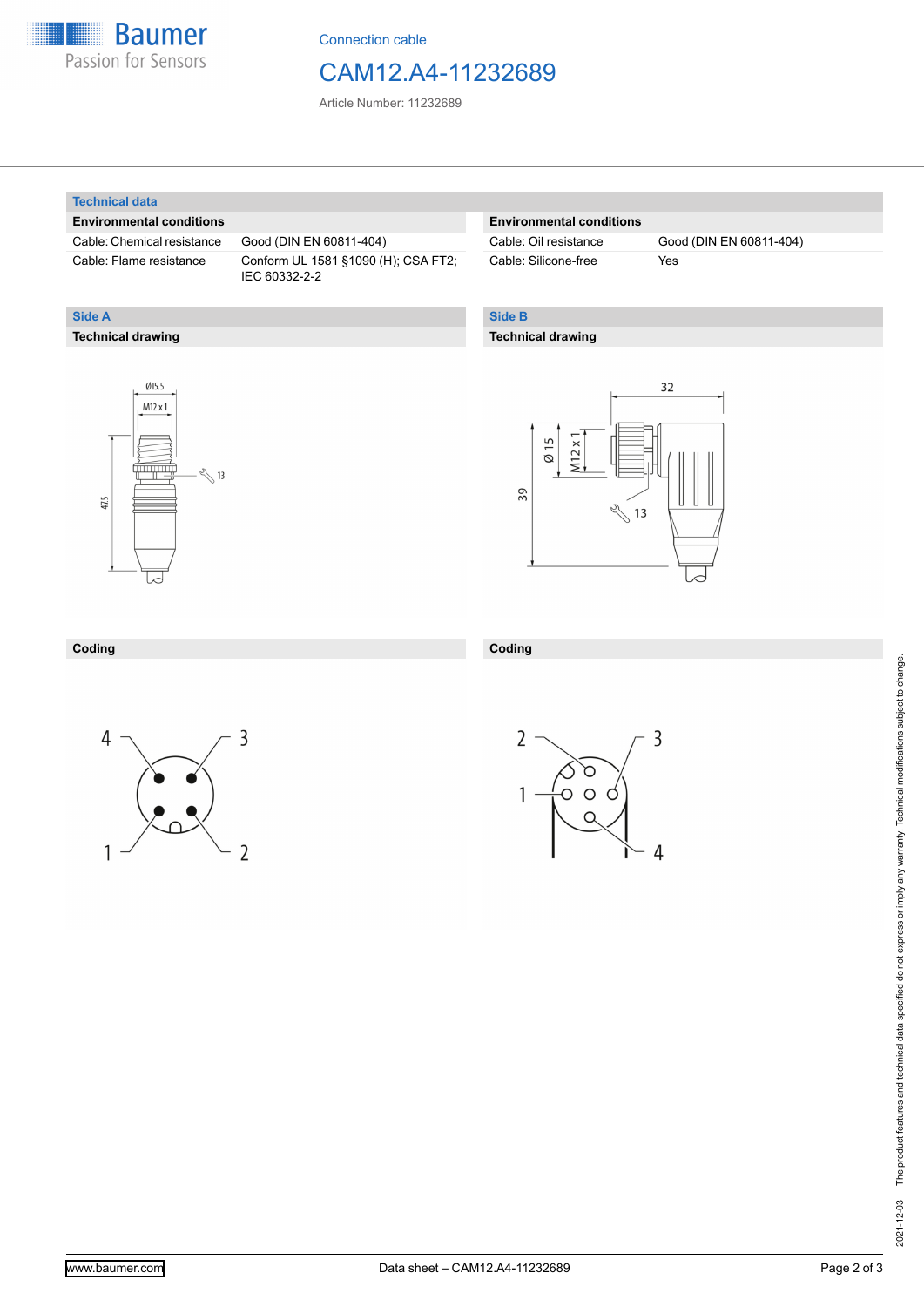Connection cable

# CAM12.A4-11232689

Article Number: 11232689

## Technical data

| Environmental conditions | |
|---|---|
| Cable: Chemical resistance | Good (DIN EN 60811-404) |
| Cable: Flame resistance | Conform UL 1581 §1090 (H); CSA FT2; IEC 60332-2-2 |

| Environmental conditions | |
|---|---|
| Cable: Oil resistance | Good (DIN EN 60811-404) |
| Cable: Silicone-free | Yes |

## Side A

### Technical drawing

### Coding

## Side B

### Technical drawing

### Coding

2021-12-03 The product features and technical data specified do not express or imply any warranty. Technical modifications subject to change.

www.baumer.com

Data sheet – CAM12.A4-11232689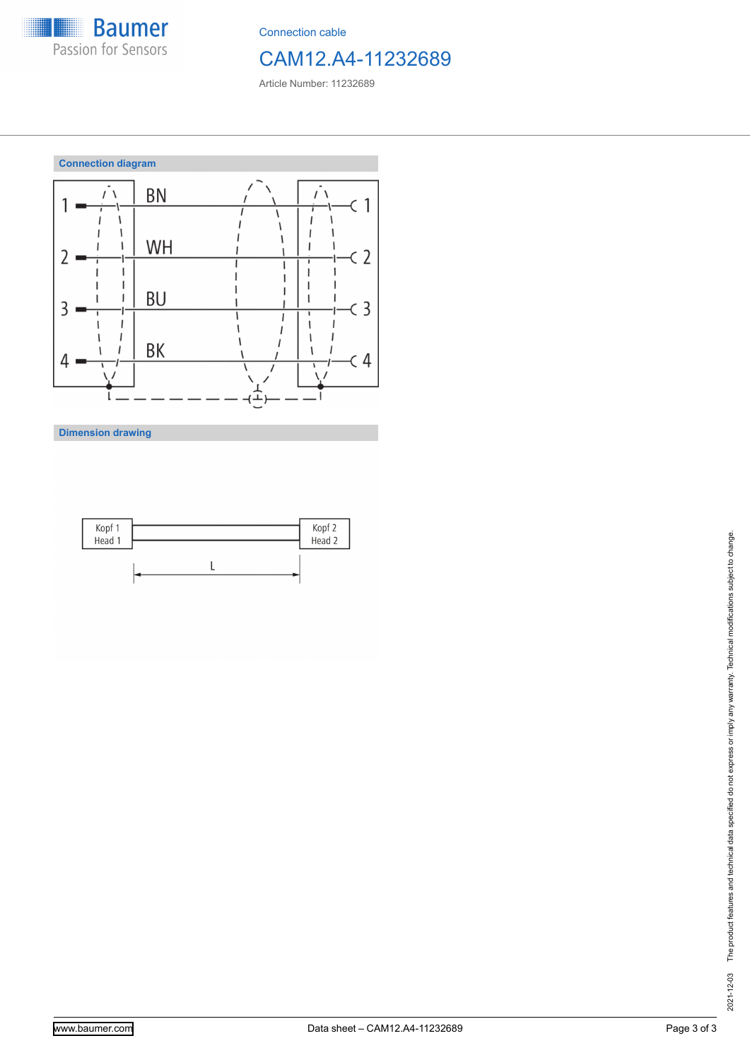Connection cable

# CAM12.A4-11232689

Article Number: 11232689

## Connection diagram

1 BN 1
2 WH 2
3 BU 3
4 BK 4

## Dimension drawing

Kopf 1
Head 1

Kopf 2
Head 2

L

The product features and technical data specified do not express or imply any warranty. Technical modifications subject to change.

2021-12-03